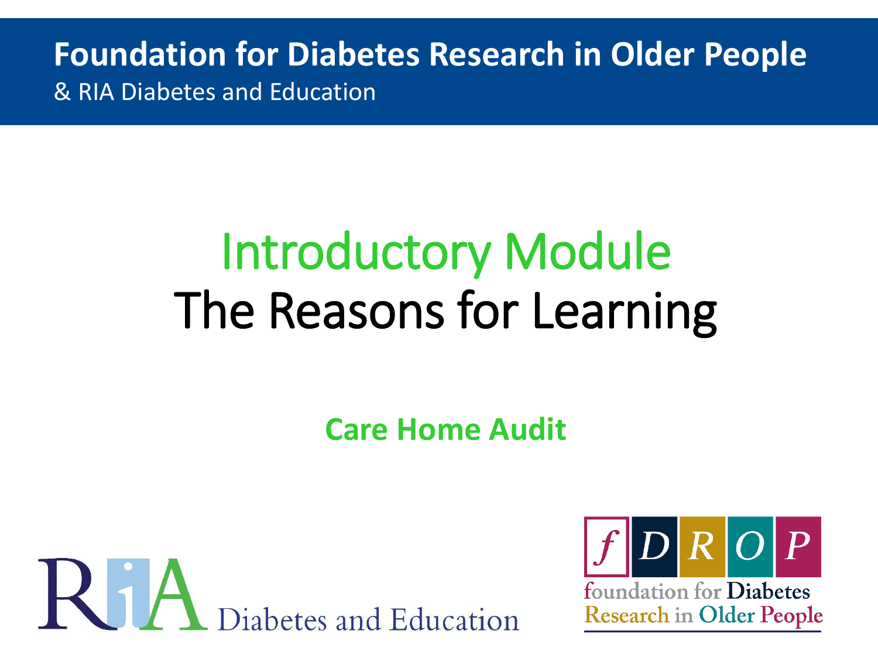**Foundation for Diabetes Research in Older People**
& RIA Diabetes and Education

# Introductory Module
# The Reasons for Learning

**Care Home Audit**

RIA Diabetes and Education

fDROP foundation for Diabetes Research in Older People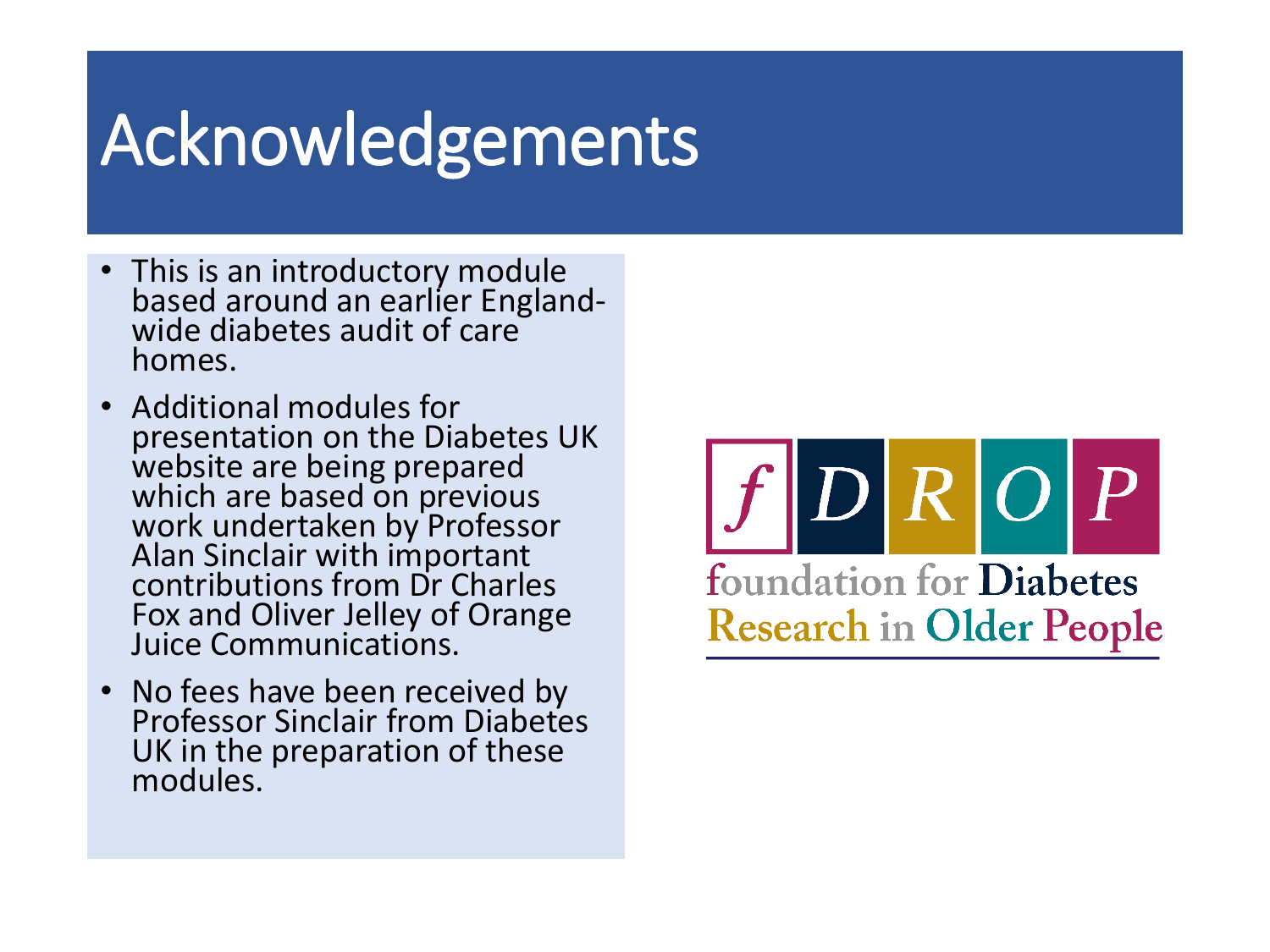# Acknowledgements

- This is an introductory module based around an earlier England-wide diabetes audit of care homes.
- Additional modules for presentation on the Diabetes UK website are being prepared which are based on previous work undertaken by Professor Alan Sinclair with important contributions from Dr Charles Fox and Oliver Jelley of Orange Juice Communications.
- No fees have been received by Professor Sinclair from Diabetes UK in the preparation of these modules.

f D R O P

foundation for Diabetes Research in Older People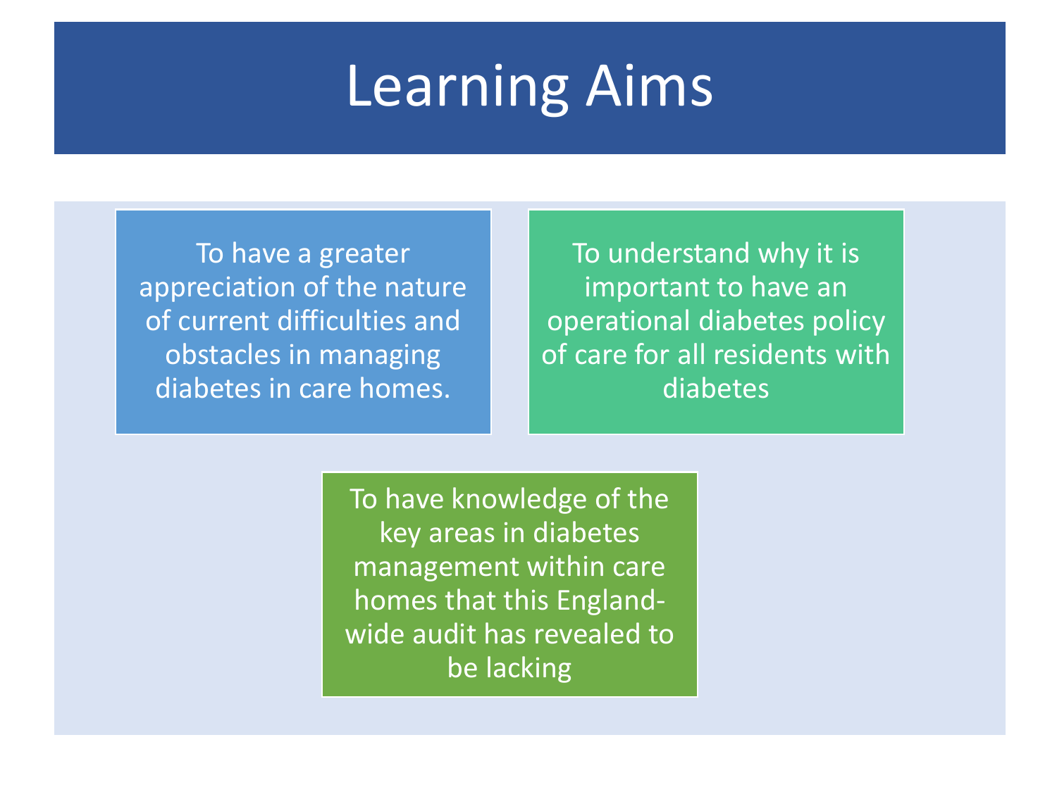# Learning Aims

- To have a greater appreciation of the nature of current difficulties and obstacles in managing diabetes in care homes.
- To understand why it is important to have an operational diabetes policy of care for all residents with diabetes
- To have knowledge of the key areas in diabetes management within care homes that this England-wide audit has revealed to be lacking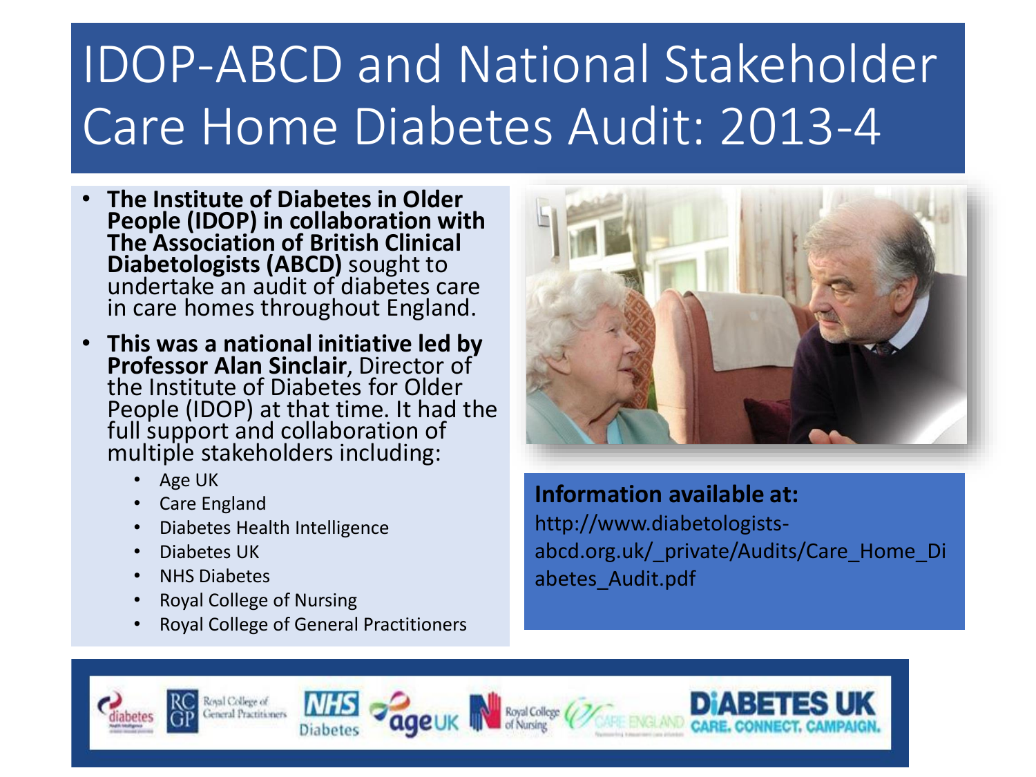# IDOP-ABCD and National Stakeholder Care Home Diabetes Audit: 2013-4

- **The Institute of Diabetes in Older People (IDOP) in collaboration with The Association of British Clinical Diabetologists (ABCD)** sought to undertake an audit of diabetes care in care homes throughout England.
- **This was a national initiative led by Professor Alan Sinclair**, Director of the Institute of Diabetes for Older People (IDOP) at that time. It had the full support and collaboration of multiple stakeholders including:
  - Age UK
  - Care England
  - Diabetes Health Intelligence
  - Diabetes UK
  - NHS Diabetes
  - Royal College of Nursing
  - Royal College of General Practitioners

**Information available at:**
http://www.diabetologists-abcd.org.uk/_private/Audits/Care_Home_Diabetes_Audit.pdf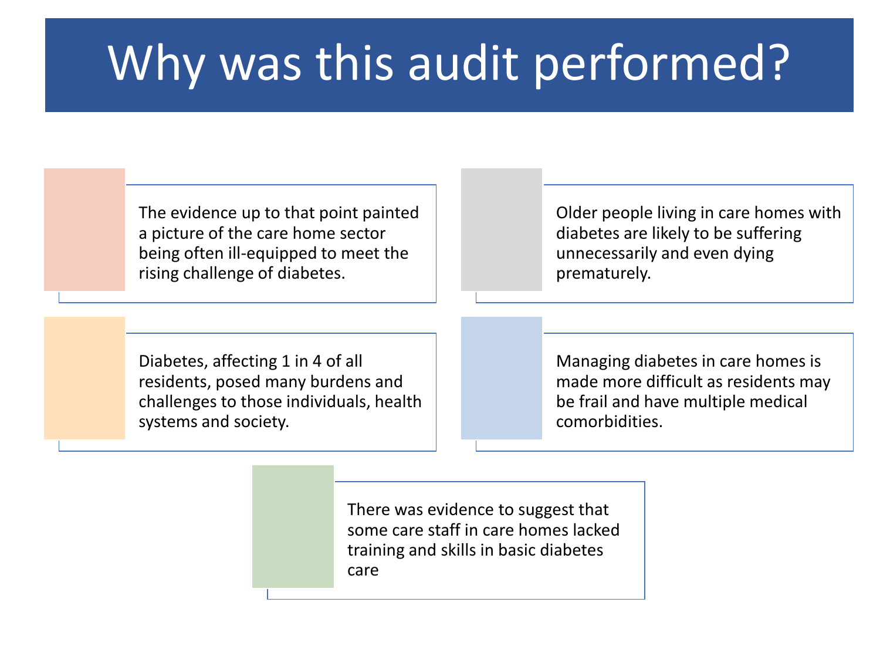# Why was this audit performed?

- The evidence up to that point painted a picture of the care home sector being often ill-equipped to meet the rising challenge of diabetes.

- Older people living in care homes with diabetes are likely to be suffering unnecessarily and even dying prematurely.

- Diabetes, affecting 1 in 4 of all residents, posed many burdens and challenges to those individuals, health systems and society.

- Managing diabetes in care homes is made more difficult as residents may be frail and have multiple medical comorbidities.

- There was evidence to suggest that some care staff in care homes lacked training and skills in basic diabetes care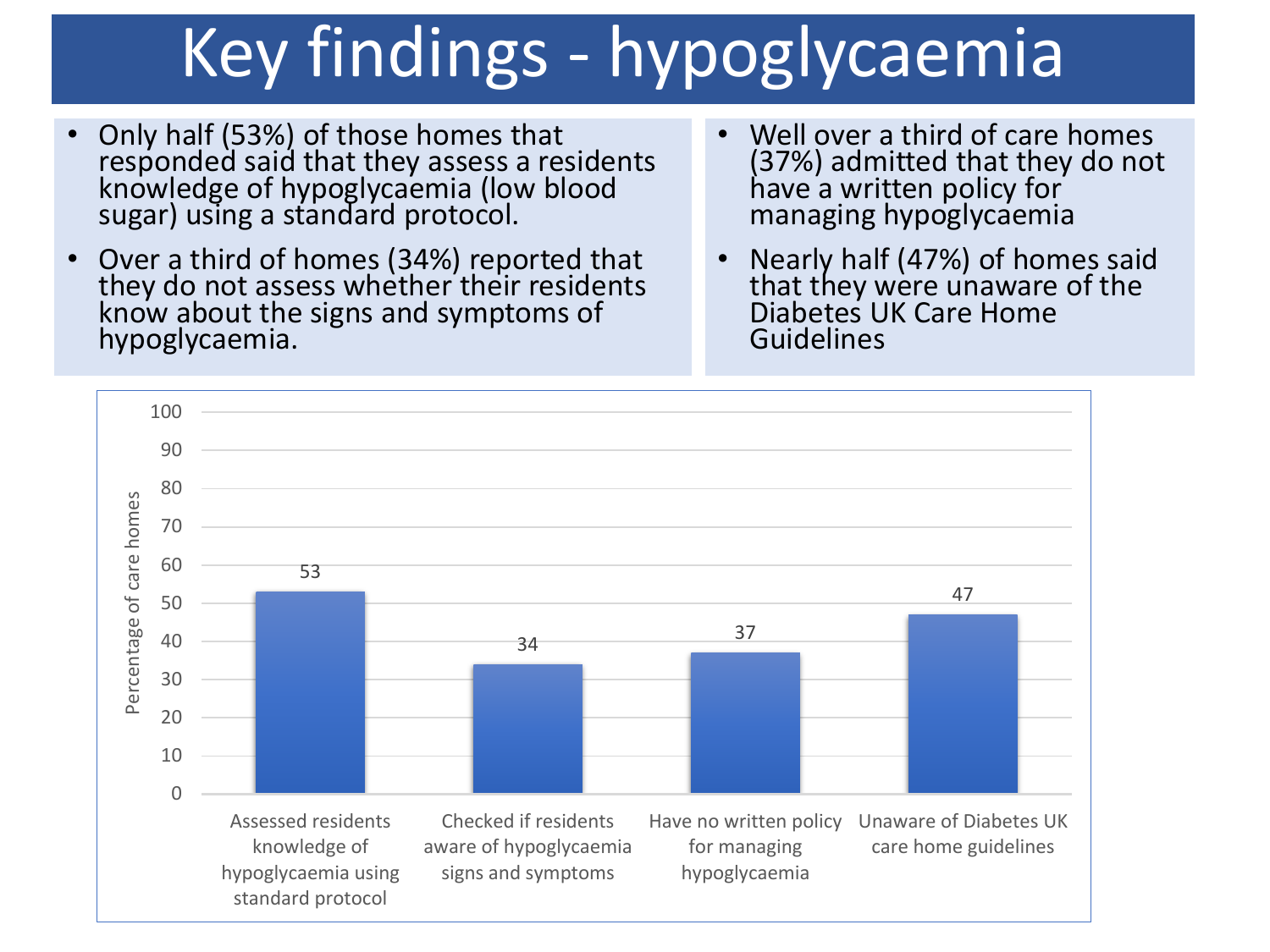# Key findings - hypoglycaemia

- Only half (53%) of those homes that responded said that they assess a residents knowledge of hypoglycaemia (low blood sugar) using a standard protocol.
- Over a third of homes (34%) reported that they do not assess whether their residents know about the signs and symptoms of hypoglycaemia.
- Well over a third of care homes (37%) admitted that they do not have a written policy for managing hypoglycaemia
- Nearly half (47%) of homes said that they were unaware of the Diabetes UK Care Home Guidelines

| Category | Percentage of care homes |
| --- | --- |
| Assessed residents knowledge of hypoglycaemia using standard protocol | 53 |
| Checked if residents aware of hypoglycaemia signs and symptoms | 34 |
| Have no written policy for managing hypoglycaemia | 37 |
| Unaware of Diabetes UK care home guidelines | 47 |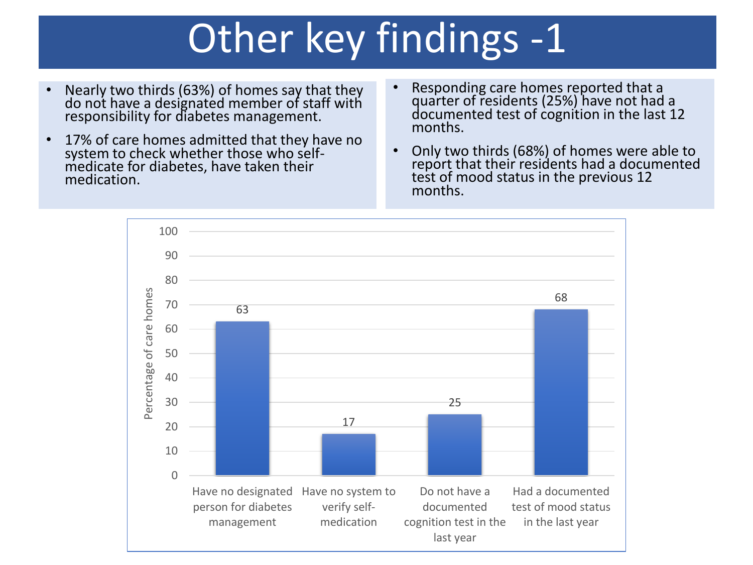# Other key findings -1

- Nearly two thirds (63%) of homes say that they do not have a designated member of staff with responsibility for diabetes management.
- 17% of care homes admitted that they have no system to check whether those who self-medicate for diabetes, have taken their medication.

- Responding care homes reported that a quarter of residents (25%) have not had a documented test of cognition in the last 12 months.
- Only two thirds (68%) of homes were able to report that their residents had a documented test of mood status in the previous 12 months.

| Category | Percentage of care homes |
| --- | --- |
| Have no designated person for diabetes management | 63 |
| Have no system to verify self-medication | 17 |
| Do not have a documented cognition test in the last year | 25 |
| Had a documented test of mood status in the last year | 68 |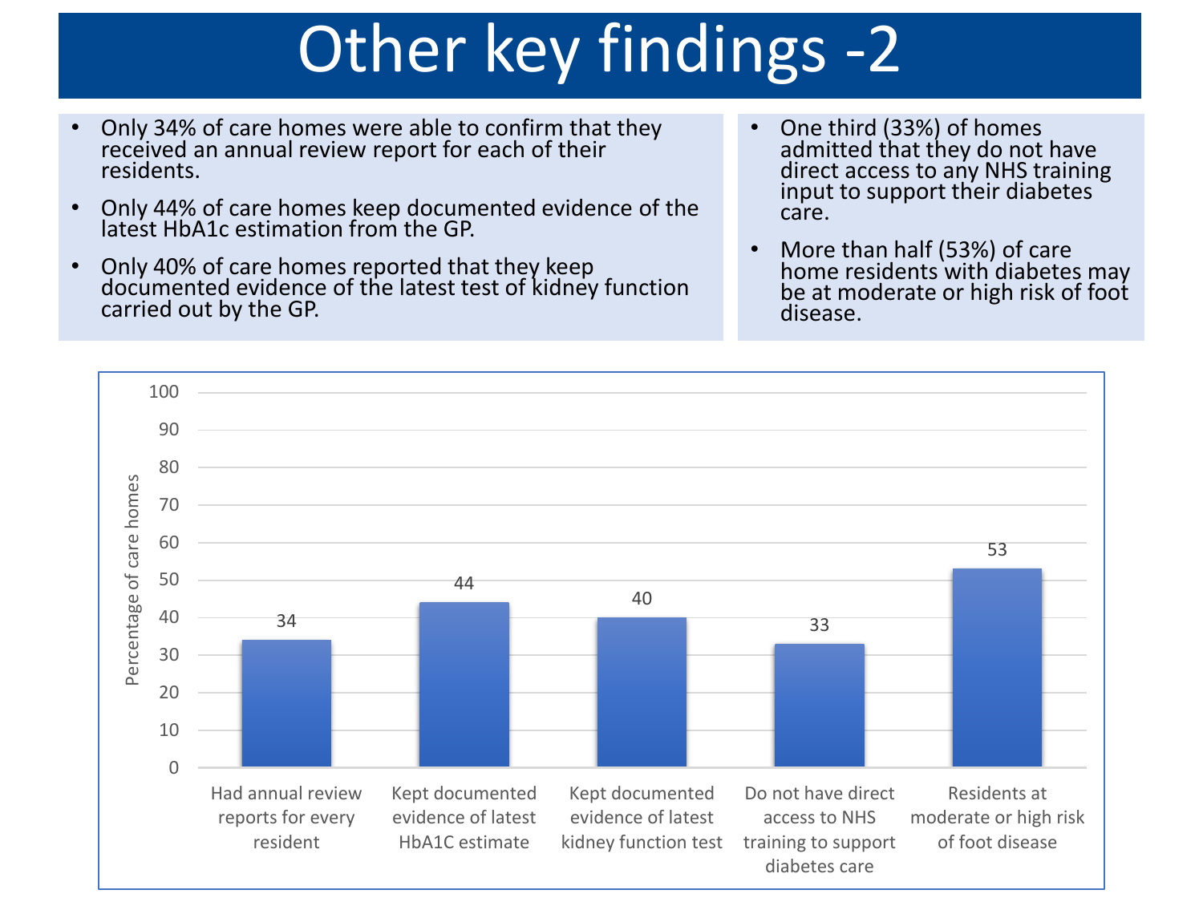# Other key findings -2

- Only 34% of care homes were able to confirm that they received an annual review report for each of their residents.
- Only 44% of care homes keep documented evidence of the latest HbA1c estimation from the GP.
- Only 40% of care homes reported that they keep documented evidence of the latest test of kidney function carried out by the GP.

- One third (33%) of homes admitted that they do not have direct access to any NHS training input to support their diabetes care.
- More than half (53%) of care home residents with diabetes may be at moderate or high risk of foot disease.

| | Percentage of care homes |
|---|---|
| Had annual review reports for every resident | 34 |
| Kept documented evidence of latest HbA1C estimate | 44 |
| Kept documented evidence of latest kidney function test | 40 |
| Do not have direct access to NHS training to support diabetes care | 33 |
| Residents at moderate or high risk of foot disease | 53 |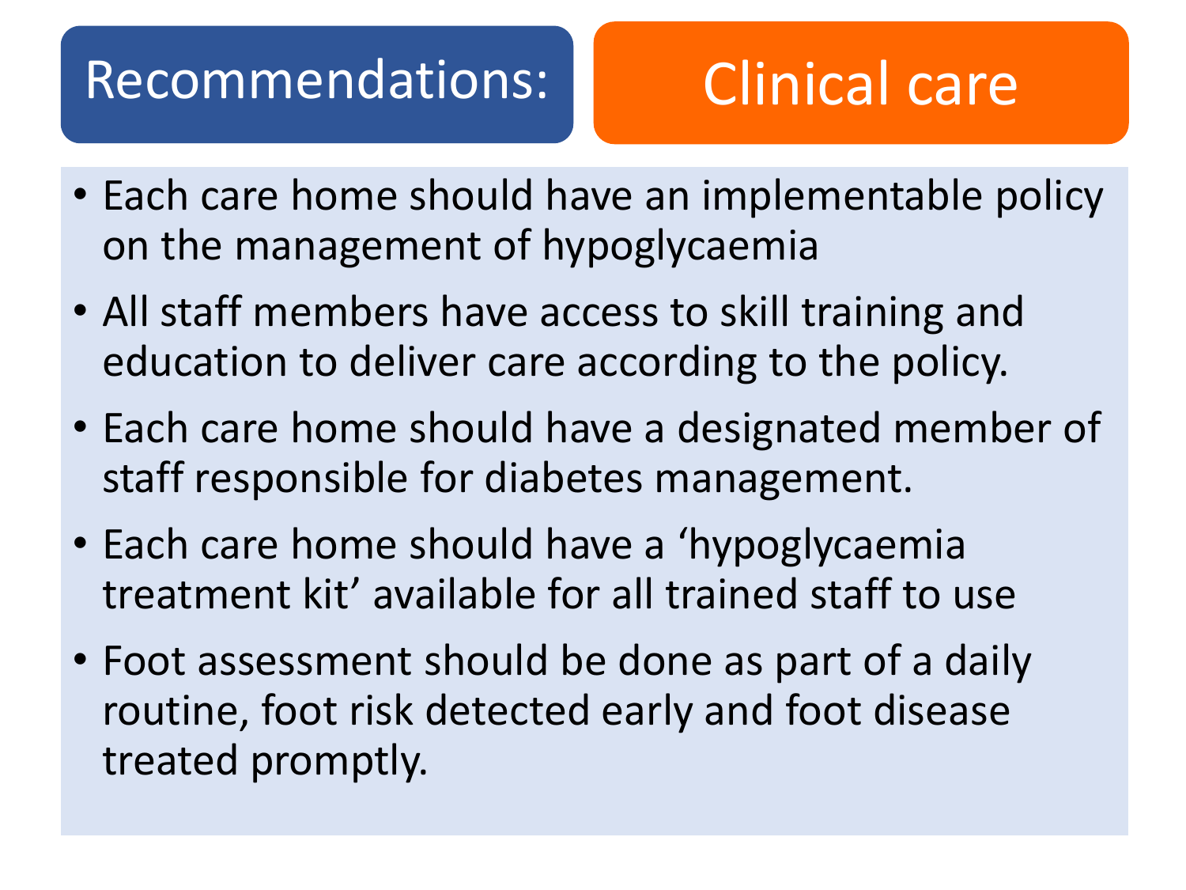# Recommendations: Clinical care

- Each care home should have an implementable policy on the management of hypoglycaemia
- All staff members have access to skill training and education to deliver care according to the policy.
- Each care home should have a designated member of staff responsible for diabetes management.
- Each care home should have a 'hypoglycaemia treatment kit' available for all trained staff to use
- Foot assessment should be done as part of a daily routine, foot risk detected early and foot disease treated promptly.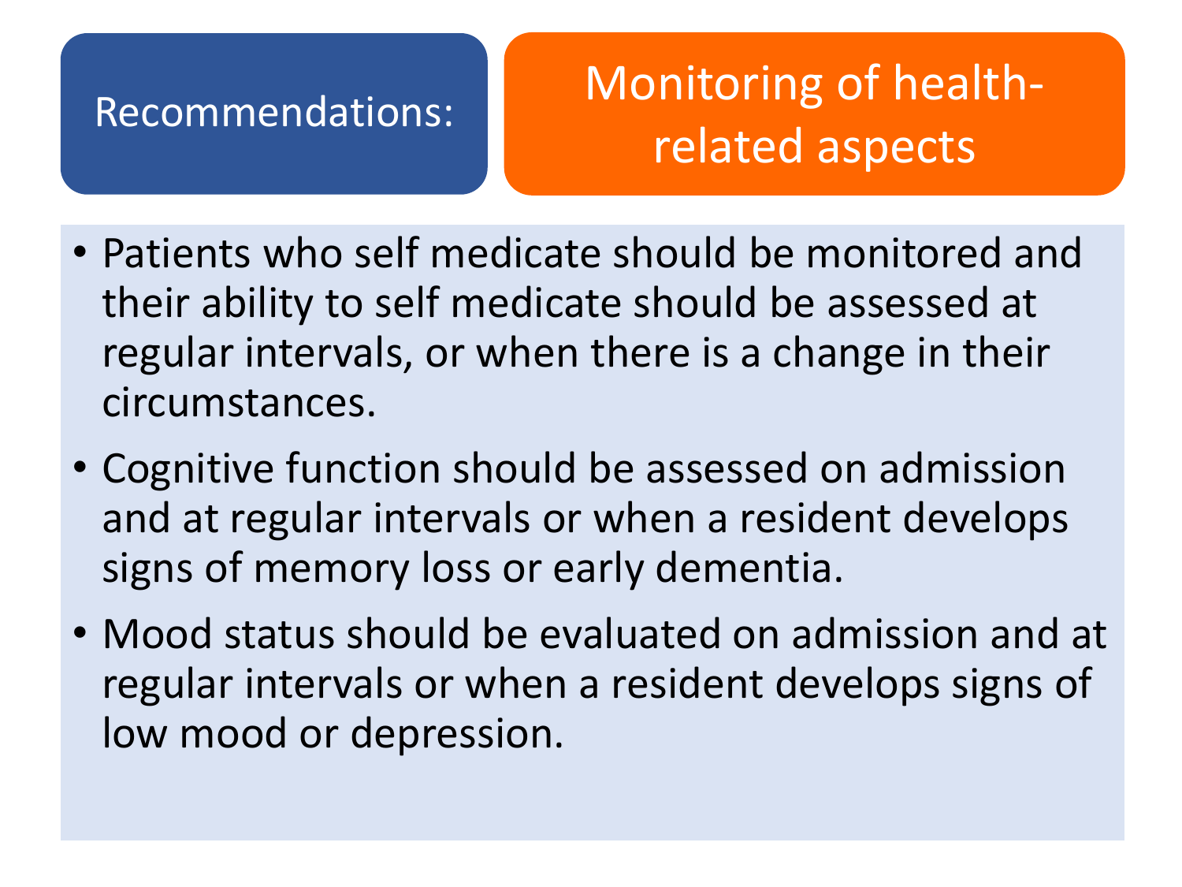## Recommendations: Monitoring of health-related aspects

- Patients who self medicate should be monitored and their ability to self medicate should be assessed at regular intervals, or when there is a change in their circumstances.
- Cognitive function should be assessed on admission and at regular intervals or when a resident develops signs of memory loss or early dementia.
- Mood status should be evaluated on admission and at regular intervals or when a resident develops signs of low mood or depression.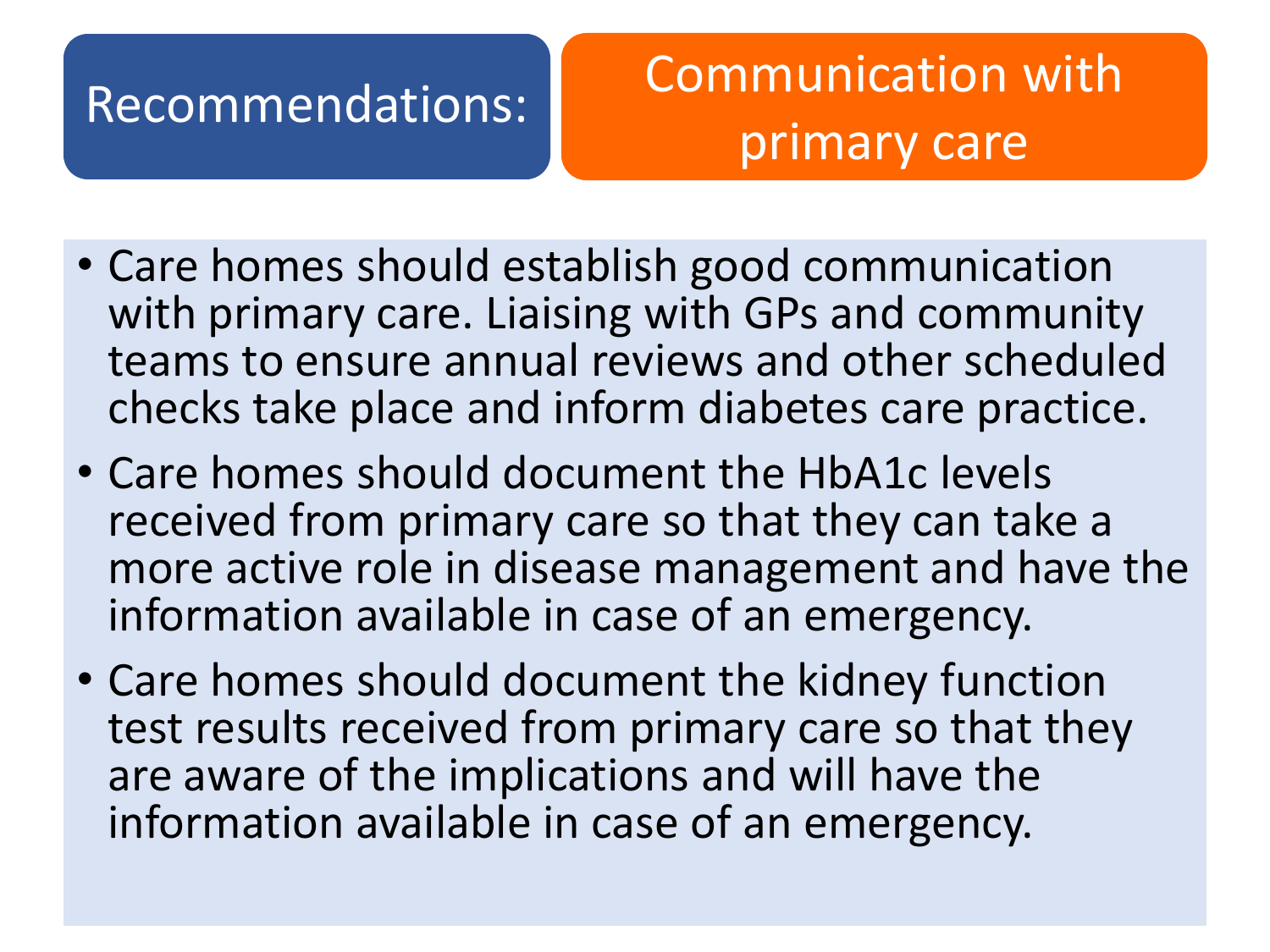# Recommendations: Communication with primary care

- Care homes should establish good communication with primary care. Liaising with GPs and community teams to ensure annual reviews and other scheduled checks take place and inform diabetes care practice.
- Care homes should document the HbA1c levels received from primary care so that they can take a more active role in disease management and have the information available in case of an emergency.
- Care homes should document the kidney function test results received from primary care so that they are aware of the implications and will have the information available in case of an emergency.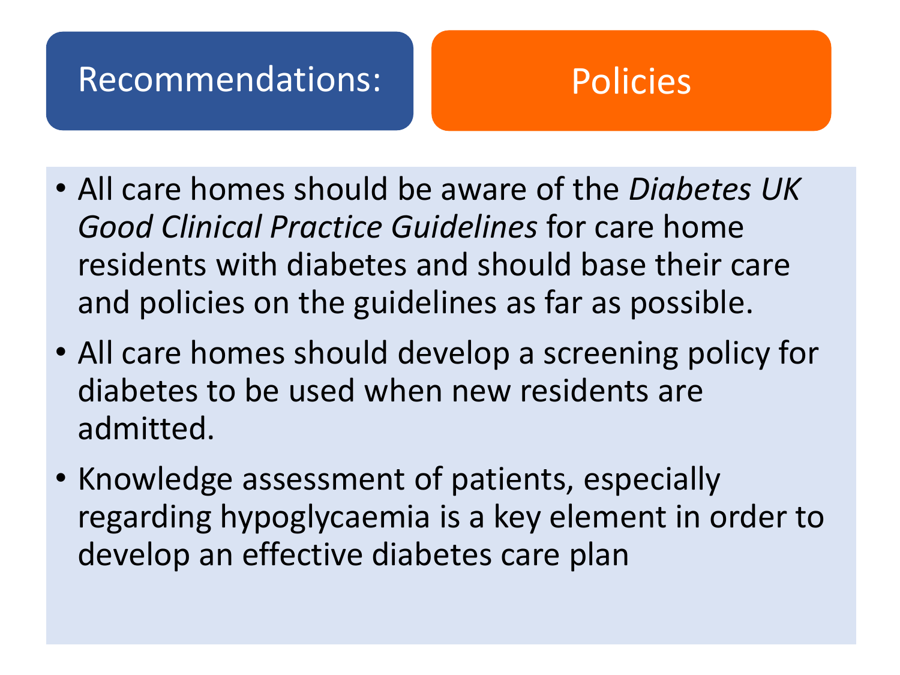## Recommendations: Policies

- All care homes should be aware of the *Diabetes UK Good Clinical Practice Guidelines* for care home residents with diabetes and should base their care and policies on the guidelines as far as possible.
- All care homes should develop a screening policy for diabetes to be used when new residents are admitted.
- Knowledge assessment of patients, especially regarding hypoglycaemia is a key element in order to develop an effective diabetes care plan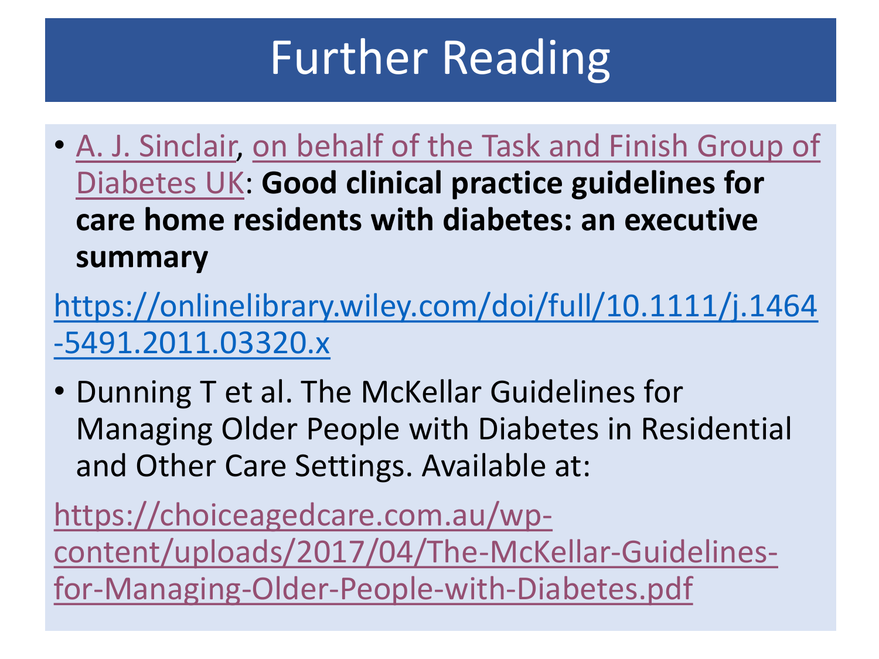# Further Reading

- A. J. Sinclair, on behalf of the Task and Finish Group of Diabetes UK: **Good clinical practice guidelines for care home residents with diabetes: an executive summary**

https://onlinelibrary.wiley.com/doi/full/10.1111/j.1464-5491.2011.03320.x

- Dunning T et al. The McKellar Guidelines for Managing Older People with Diabetes in Residential and Other Care Settings. Available at:

https://choiceagedcare.com.au/wp-content/uploads/2017/04/The-McKellar-Guidelines-for-Managing-Older-People-with-Diabetes.pdf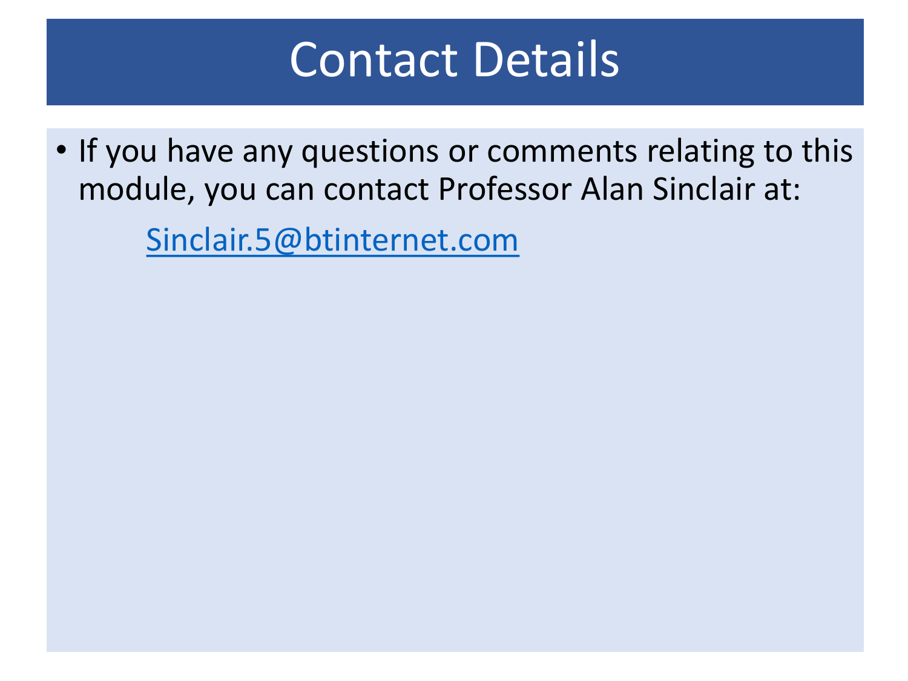# Contact Details

- If you have any questions or comments relating to this module, you can contact Professor Alan Sinclair at:

  Sinclair.5@btinternet.com